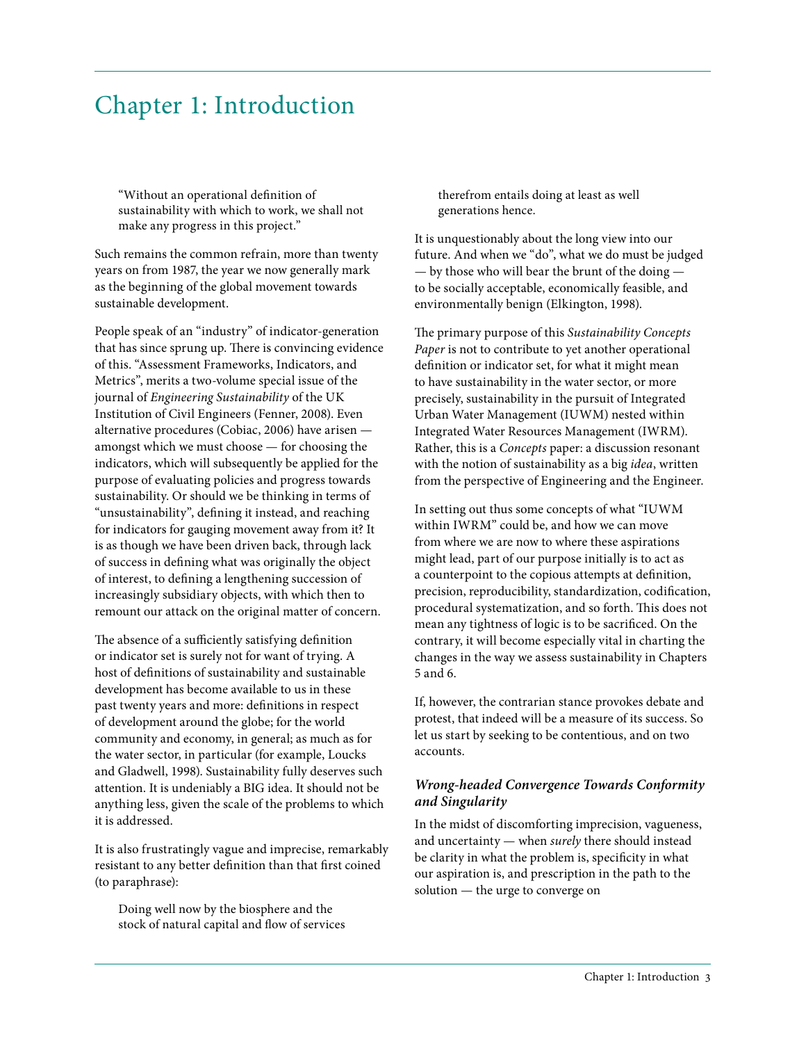# Chapter 1: Introduction

> "Without an operational definition of sustainability with which to work, we shall not make any progress in this project."

Such remains the common refrain, more than twenty years on from 1987, the year we now generally mark as the beginning of the global movement towards sustainable development.

People speak of an "industry" of indicator-generation that has since sprung up. There is convincing evidence of this. "Assessment Frameworks, Indicators, and Metrics", merits a two-volume special issue of the journal of *Engineering Sustainability* of the UK Institution of Civil Engineers (Fenner, 2008). Even alternative procedures (Cobiac, 2006) have arisen — amongst which we must choose — for choosing the indicators, which will subsequently be applied for the purpose of evaluating policies and progress towards sustainability. Or should we be thinking in terms of "unsustainability", defining it instead, and reaching for indicators for gauging movement away from it? It is as though we have been driven back, through lack of success in defining what was originally the object of interest, to defining a lengthening succession of increasingly subsidiary objects, with which then to remount our attack on the original matter of concern.

The absence of a sufficiently satisfying definition or indicator set is surely not for want of trying. A host of definitions of sustainability and sustainable development has become available to us in these past twenty years and more: definitions in respect of development around the globe; for the world community and economy, in general; as much as for the water sector, in particular (for example, Loucks and Gladwell, 1998). Sustainability fully deserves such attention. It is undeniably a BIG idea. It should not be anything less, given the scale of the problems to which it is addressed.

It is also frustratingly vague and imprecise, remarkably resistant to any better definition than that first coined (to paraphrase):

> Doing well now by the biosphere and the stock of natural capital and flow of services therefrom entails doing at least as well generations hence.

It is unquestionably about the long view into our future. And when we "do", what we do must be judged — by those who will bear the brunt of the doing — to be socially acceptable, economically feasible, and environmentally benign (Elkington, 1998).

The primary purpose of this *Sustainability Concepts Paper* is not to contribute to yet another operational definition or indicator set, for what it might mean to have sustainability in the water sector, or more precisely, sustainability in the pursuit of Integrated Urban Water Management (IUWM) nested within Integrated Water Resources Management (IWRM). Rather, this is a *Concepts* paper: a discussion resonant with the notion of sustainability as a big *idea*, written from the perspective of Engineering and the Engineer.

In setting out thus some concepts of what "IUWM within IWRM" could be, and how we can move from where we are now to where these aspirations might lead, part of our purpose initially is to act as a counterpoint to the copious attempts at definition, precision, reproducibility, standardization, codification, procedural systematization, and so forth. This does not mean any tightness of logic is to be sacrificed. On the contrary, it will become especially vital in charting the changes in the way we assess sustainability in Chapters 5 and 6.

If, however, the contrarian stance provokes debate and protest, that indeed will be a measure of its success. So let us start by seeking to be contentious, and on two accounts.

### *Wrong-headed Convergence Towards Conformity and Singularity*

In the midst of discomforting imprecision, vagueness, and uncertainty — when *surely* there should instead be clarity in what the problem is, specificity in what our aspiration is, and prescription in the path to the solution — the urge to converge on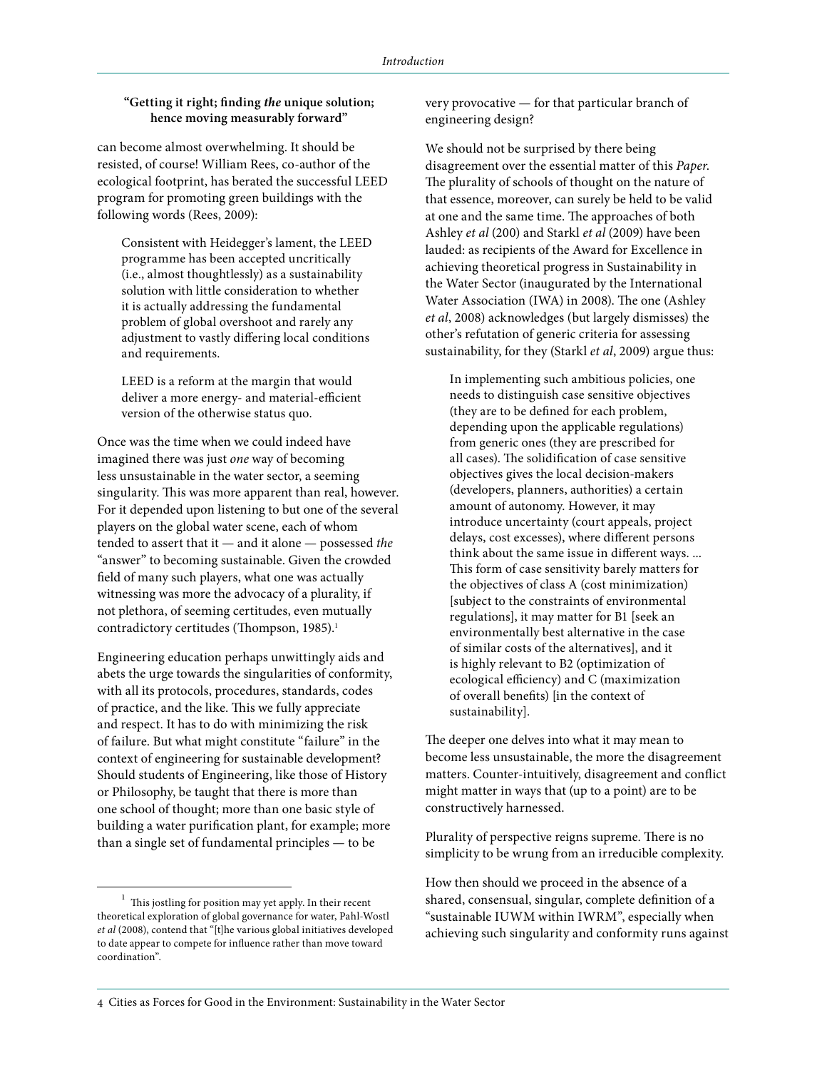**"Getting it right; finding *the* unique solution; hence moving measurably forward"**

can become almost overwhelming. It should be resisted, of course! William Rees, co-author of the ecological footprint, has berated the successful LEED program for promoting green buildings with the following words (Rees, 2009):

> Consistent with Heidegger's lament, the LEED programme has been accepted uncritically (i.e., almost thoughtlessly) as a sustainability solution with little consideration to whether it is actually addressing the fundamental problem of global overshoot and rarely any adjustment to vastly differing local conditions and requirements.
>
> LEED is a reform at the margin that would deliver a more energy- and material-efficient version of the otherwise status quo.

Once was the time when we could indeed have imagined there was just *one* way of becoming less unsustainable in the water sector, a seeming singularity. This was more apparent than real, however. For it depended upon listening to but one of the several players on the global water scene, each of whom tended to assert that it — and it alone — possessed *the* "answer" to becoming sustainable. Given the crowded field of many such players, what one was actually witnessing was more the advocacy of a plurality, if not plethora, of seeming certitudes, even mutually contradictory certitudes (Thompson, 1985).[1]

Engineering education perhaps unwittingly aids and abets the urge towards the singularities of conformity, with all its protocols, procedures, standards, codes of practice, and the like. This we fully appreciate and respect. It has to do with minimizing the risk of failure. But what might constitute "failure" in the context of engineering for sustainable development? Should students of Engineering, like those of History or Philosophy, be taught that there is more than one school of thought; more than one basic style of building a water purification plant, for example; more than a single set of fundamental principles — to be very provocative — for that particular branch of engineering design?

We should not be surprised by there being disagreement over the essential matter of this *Paper*. The plurality of schools of thought on the nature of that essence, moreover, can surely be held to be valid at one and the same time. The approaches of both Ashley *et al* (200) and Starkl *et al* (2009) have been lauded: as recipients of the Award for Excellence in achieving theoretical progress in Sustainability in the Water Sector (inaugurated by the International Water Association (IWA) in 2008). The one (Ashley *et al*, 2008) acknowledges (but largely dismisses) the other's refutation of generic criteria for assessing sustainability, for they (Starkl *et al*, 2009) argue thus:

> In implementing such ambitious policies, one needs to distinguish case sensitive objectives (they are to be defined for each problem, depending upon the applicable regulations) from generic ones (they are prescribed for all cases). The solidification of case sensitive objectives gives the local decision-makers (developers, planners, authorities) a certain amount of autonomy. However, it may introduce uncertainty (court appeals, project delays, cost excesses), where different persons think about the same issue in different ways. ... This form of case sensitivity barely matters for the objectives of class A (cost minimization) [subject to the constraints of environmental regulations], it may matter for B1 [seek an environmentally best alternative in the case of similar costs of the alternatives], and it is highly relevant to B2 (optimization of ecological efficiency) and C (maximization of overall benefits) [in the context of sustainability].

The deeper one delves into what it may mean to become less unsustainable, the more the disagreement matters. Counter-intuitively, disagreement and conflict might matter in ways that (up to a point) are to be constructively harnessed.

Plurality of perspective reigns supreme. There is no simplicity to be wrung from an irreducible complexity.

How then should we proceed in the absence of a shared, consensual, singular, complete definition of a "sustainable IUWM within IWRM", especially when achieving such singularity and conformity runs against

[1] This jostling for position may yet apply. In their recent theoretical exploration of global governance for water, Pahl-Wostl *et al* (2008), contend that "[t]he various global initiatives developed to date appear to compete for influence rather than move toward coordination".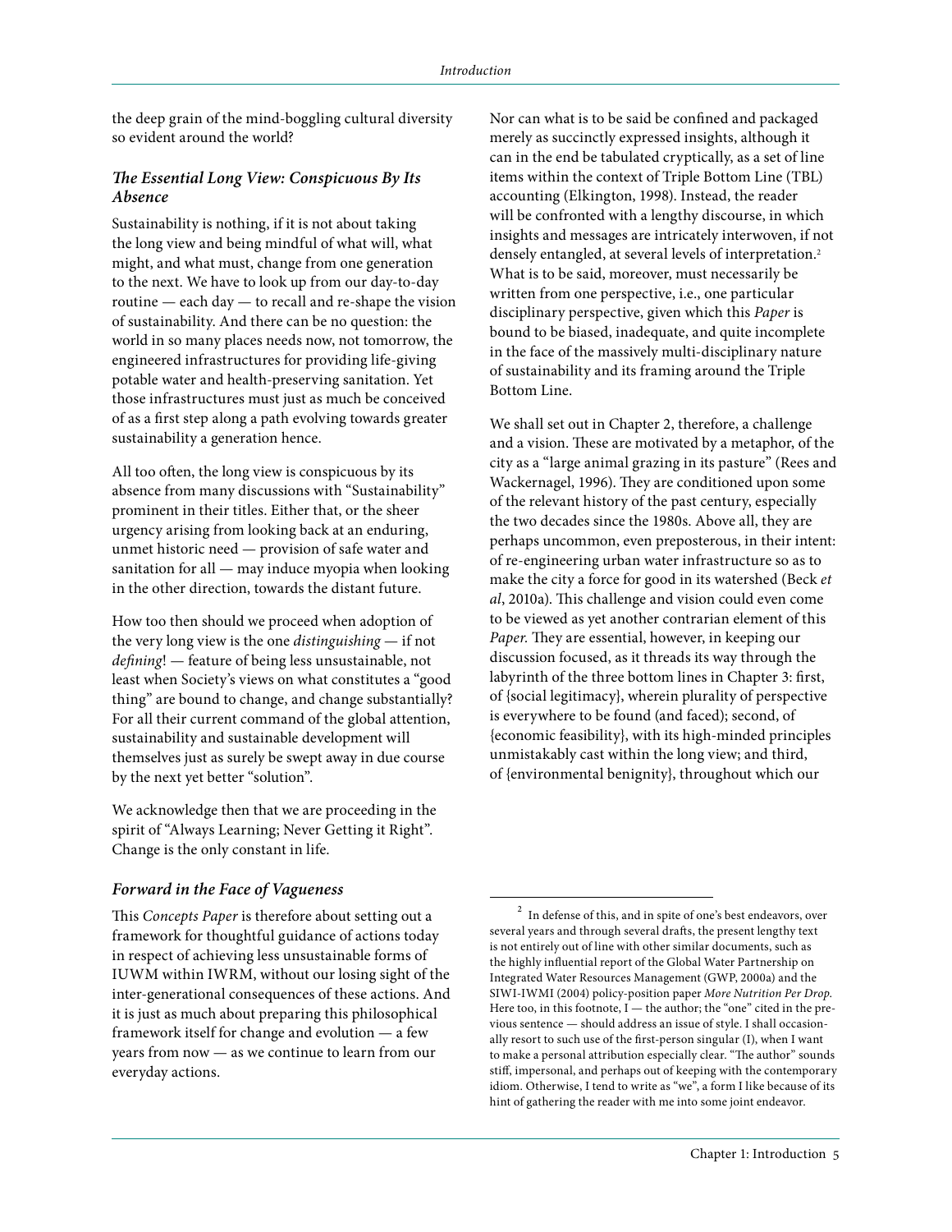the deep grain of the mind-boggling cultural diversity so evident around the world?

### *The Essential Long View: Conspicuous By Its Absence*

Sustainability is nothing, if it is not about taking the long view and being mindful of what will, what might, and what must, change from one generation to the next. We have to look up from our day-to-day routine — each day — to recall and re-shape the vision of sustainability. And there can be no question: the world in so many places needs now, not tomorrow, the engineered infrastructures for providing life-giving potable water and health-preserving sanitation. Yet those infrastructures must just as much be conceived of as a first step along a path evolving towards greater sustainability a generation hence.

All too often, the long view is conspicuous by its absence from many discussions with "Sustainability" prominent in their titles. Either that, or the sheer urgency arising from looking back at an enduring, unmet historic need — provision of safe water and sanitation for all — may induce myopia when looking in the other direction, towards the distant future.

How too then should we proceed when adoption of the very long view is the one *distinguishing* — if not *defining*! — feature of being less unsustainable, not least when Society's views on what constitutes a "good thing" are bound to change, and change substantially? For all their current command of the global attention, sustainability and sustainable development will themselves just as surely be swept away in due course by the next yet better "solution".

We acknowledge then that we are proceeding in the spirit of "Always Learning; Never Getting it Right". Change is the only constant in life.

### *Forward in the Face of Vagueness*

This *Concepts Paper* is therefore about setting out a framework for thoughtful guidance of actions today in respect of achieving less unsustainable forms of IUWM within IWRM, without our losing sight of the inter-generational consequences of these actions. And it is just as much about preparing this philosophical framework itself for change and evolution — a few years from now — as we continue to learn from our everyday actions.

Nor can what is to be said be confined and packaged merely as succinctly expressed insights, although it can in the end be tabulated cryptically, as a set of line items within the context of Triple Bottom Line (TBL) accounting (Elkington, 1998). Instead, the reader will be confronted with a lengthy discourse, in which insights and messages are intricately interwoven, if not densely entangled, at several levels of interpretation.[2] What is to be said, moreover, must necessarily be written from one perspective, i.e., one particular disciplinary perspective, given which this *Paper* is bound to be biased, inadequate, and quite incomplete in the face of the massively multi-disciplinary nature of sustainability and its framing around the Triple Bottom Line.

We shall set out in Chapter 2, therefore, a challenge and a vision. These are motivated by a metaphor, of the city as a "large animal grazing in its pasture" (Rees and Wackernagel, 1996). They are conditioned upon some of the relevant history of the past century, especially the two decades since the 1980s. Above all, they are perhaps uncommon, even preposterous, in their intent: of re-engineering urban water infrastructure so as to make the city a force for good in its watershed (Beck *et al*, 2010a). This challenge and vision could even come to be viewed as yet another contrarian element of this *Paper*. They are essential, however, in keeping our discussion focused, as it threads its way through the labyrinth of the three bottom lines in Chapter 3: first, of {social legitimacy}, wherein plurality of perspective is everywhere to be found (and faced); second, of {economic feasibility}, with its high-minded principles unmistakably cast within the long view; and third, of {environmental benignity}, throughout which our

---

[2] In defense of this, and in spite of one's best endeavors, over several years and through several drafts, the present lengthy text is not entirely out of line with other similar documents, such as the highly influential report of the Global Water Partnership on Integrated Water Resources Management (GWP, 2000a) and the SIWI-IWMI (2004) policy-position paper *More Nutrition Per Drop.* Here too, in this footnote, I — the author; the "one" cited in the previous sentence — should address an issue of style. I shall occasionally resort to such use of the first-person singular (I), when I want to make a personal attribution especially clear. "The author" sounds stiff, impersonal, and perhaps out of keeping with the contemporary idiom. Otherwise, I tend to write as "we", a form I like because of its hint of gathering the reader with me into some joint endeavor.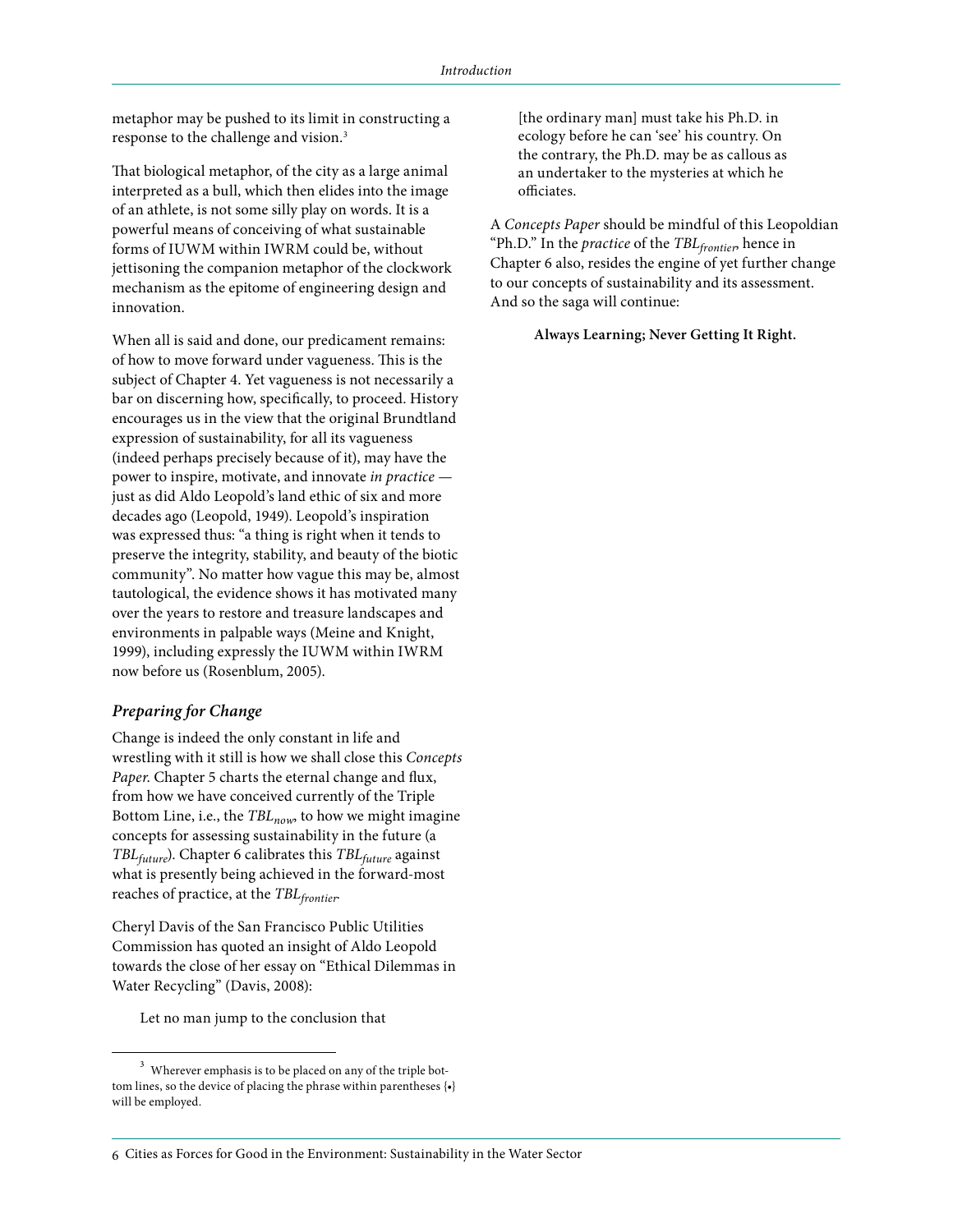metaphor may be pushed to its limit in constructing a response to the challenge and vision.[3]

That biological metaphor, of the city as a large animal interpreted as a bull, which then elides into the image of an athlete, is not some silly play on words. It is a powerful means of conceiving of what sustainable forms of IUWM within IWRM could be, without jettisoning the companion metaphor of the clockwork mechanism as the epitome of engineering design and innovation.

When all is said and done, our predicament remains: of how to move forward under vagueness. This is the subject of Chapter 4. Yet vagueness is not necessarily a bar on discerning how, specifically, to proceed. History encourages us in the view that the original Brundtland expression of sustainability, for all its vagueness (indeed perhaps precisely because of it), may have the power to inspire, motivate, and innovate *in practice* — just as did Aldo Leopold's land ethic of six and more decades ago (Leopold, 1949). Leopold's inspiration was expressed thus: "a thing is right when it tends to preserve the integrity, stability, and beauty of the biotic community". No matter how vague this may be, almost tautological, the evidence shows it has motivated many over the years to restore and treasure landscapes and environments in palpable ways (Meine and Knight, 1999), including expressly the IUWM within IWRM now before us (Rosenblum, 2005).

### *Preparing for Change*

Change is indeed the only constant in life and wrestling with it still is how we shall close this *Concepts Paper*. Chapter 5 charts the eternal change and flux, from how we have conceived currently of the Triple Bottom Line, i.e., the $TBL_{now}$, to how we might imagine concepts for assessing sustainability in the future (a $TBL_{future}$). Chapter 6 calibrates this $TBL_{future}$ against what is presently being achieved in the forward-most reaches of practice, at the $TBL_{frontier}$.

Cheryl Davis of the San Francisco Public Utilities Commission has quoted an insight of Aldo Leopold towards the close of her essay on "Ethical Dilemmas in Water Recycling" (Davis, 2008):

> Let no man jump to the conclusion that [the ordinary man] must take his Ph.D. in ecology before he can 'see' his country. On the contrary, the Ph.D. may be as callous as an undertaker to the mysteries at which he officiates.

A *Concepts Paper* should be mindful of this Leopoldian "Ph.D." In the *practice* of the $TBL_{frontier}$, hence in Chapter 6 also, resides the engine of yet further change to our concepts of sustainability and its assessment. And so the saga will continue:

**Always Learning; Never Getting It Right.**

[3] Wherever emphasis is to be placed on any of the triple bottom lines, so the device of placing the phrase within parentheses {•} will be employed.